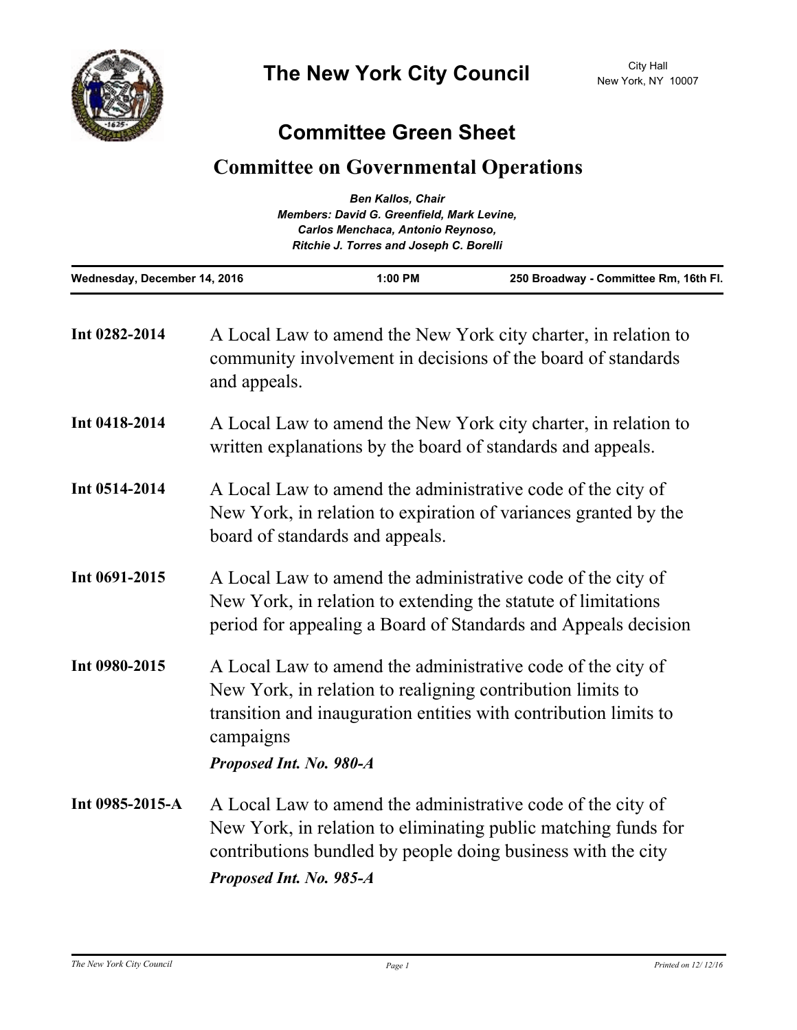# The New York City Council

City Hall
New York, NY 10007

## Committee Green Sheet

## Committee on Governmental Operations

*Ben Kallos, Chair*
*Members: David G. Greenfield, Mark Levine, Carlos Menchaca, Antonio Reynoso, Ritchie J. Torres and Joseph C. Borelli*

| Wednesday, December 14, 2016 | 1:00 PM | 250 Broadway - Committee Rm, 16th Fl. |
|---|---|---|

**Int 0282-2014** A Local Law to amend the New York city charter, in relation to community involvement in decisions of the board of standards and appeals.

**Int 0418-2014** A Local Law to amend the New York city charter, in relation to written explanations by the board of standards and appeals.

**Int 0514-2014** A Local Law to amend the administrative code of the city of New York, in relation to expiration of variances granted by the board of standards and appeals.

**Int 0691-2015** A Local Law to amend the administrative code of the city of New York, in relation to extending the statute of limitations period for appealing a Board of Standards and Appeals decision

**Int 0980-2015** A Local Law to amend the administrative code of the city of New York, in relation to realigning contribution limits to transition and inauguration entities with contribution limits to campaigns

***Proposed Int. No. 980-A***

**Int 0985-2015-A** A Local Law to amend the administrative code of the city of New York, in relation to eliminating public matching funds for contributions bundled by people doing business with the city

***Proposed Int. No. 985-A***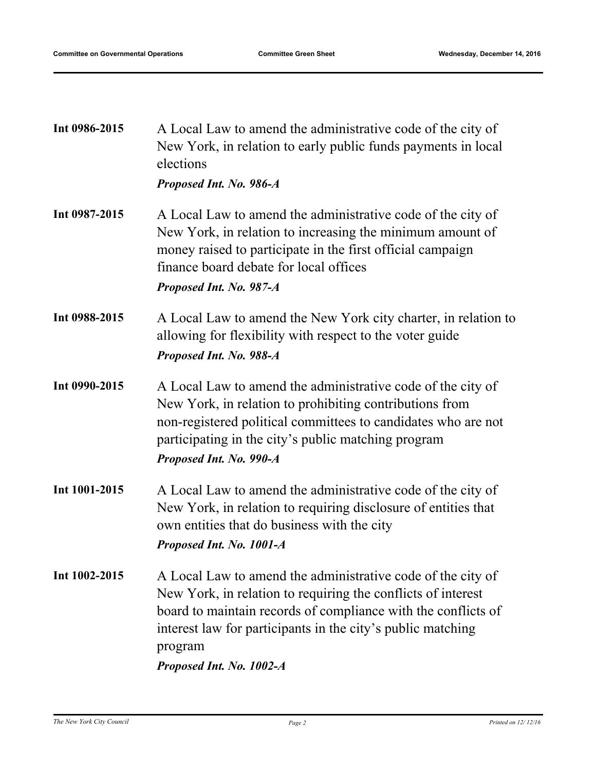| | |
|---|---|
| **Int 0986-2015** | A Local Law to amend the administrative code of the city of New York, in relation to early public funds payments in local elections<br>***Proposed Int. No. 986-A*** |
| **Int 0987-2015** | A Local Law to amend the administrative code of the city of New York, in relation to increasing the minimum amount of money raised to participate in the first official campaign finance board debate for local offices<br>***Proposed Int. No. 987-A*** |
| **Int 0988-2015** | A Local Law to amend the New York city charter, in relation to allowing for flexibility with respect to the voter guide<br>***Proposed Int. No. 988-A*** |
| **Int 0990-2015** | A Local Law to amend the administrative code of the city of New York, in relation to prohibiting contributions from non-registered political committees to candidates who are not participating in the city's public matching program<br>***Proposed Int. No. 990-A*** |
| **Int 1001-2015** | A Local Law to amend the administrative code of the city of New York, in relation to requiring disclosure of entities that own entities that do business with the city<br>***Proposed Int. No. 1001-A*** |
| **Int 1002-2015** | A Local Law to amend the administrative code of the city of New York, in relation to requiring the conflicts of interest board to maintain records of compliance with the conflicts of interest law for participants in the city's public matching program<br>***Proposed Int. No. 1002-A*** |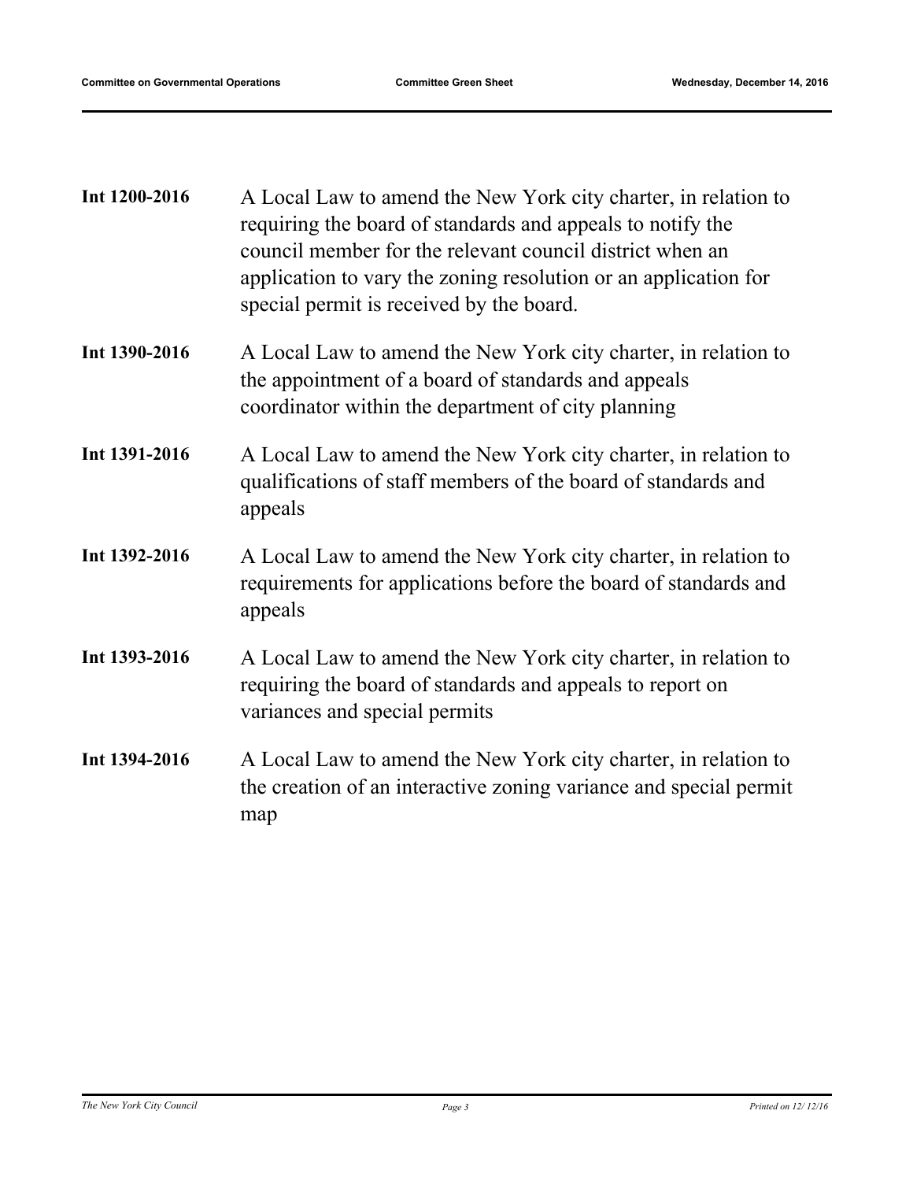**Int 1200-2016** A Local Law to amend the New York city charter, in relation to requiring the board of standards and appeals to notify the council member for the relevant council district when an application to vary the zoning resolution or an application for special permit is received by the board.

**Int 1390-2016** A Local Law to amend the New York city charter, in relation to the appointment of a board of standards and appeals coordinator within the department of city planning

**Int 1391-2016** A Local Law to amend the New York city charter, in relation to qualifications of staff members of the board of standards and appeals

**Int 1392-2016** A Local Law to amend the New York city charter, in relation to requirements for applications before the board of standards and appeals

**Int 1393-2016** A Local Law to amend the New York city charter, in relation to requiring the board of standards and appeals to report on variances and special permits

**Int 1394-2016** A Local Law to amend the New York city charter, in relation to the creation of an interactive zoning variance and special permit map